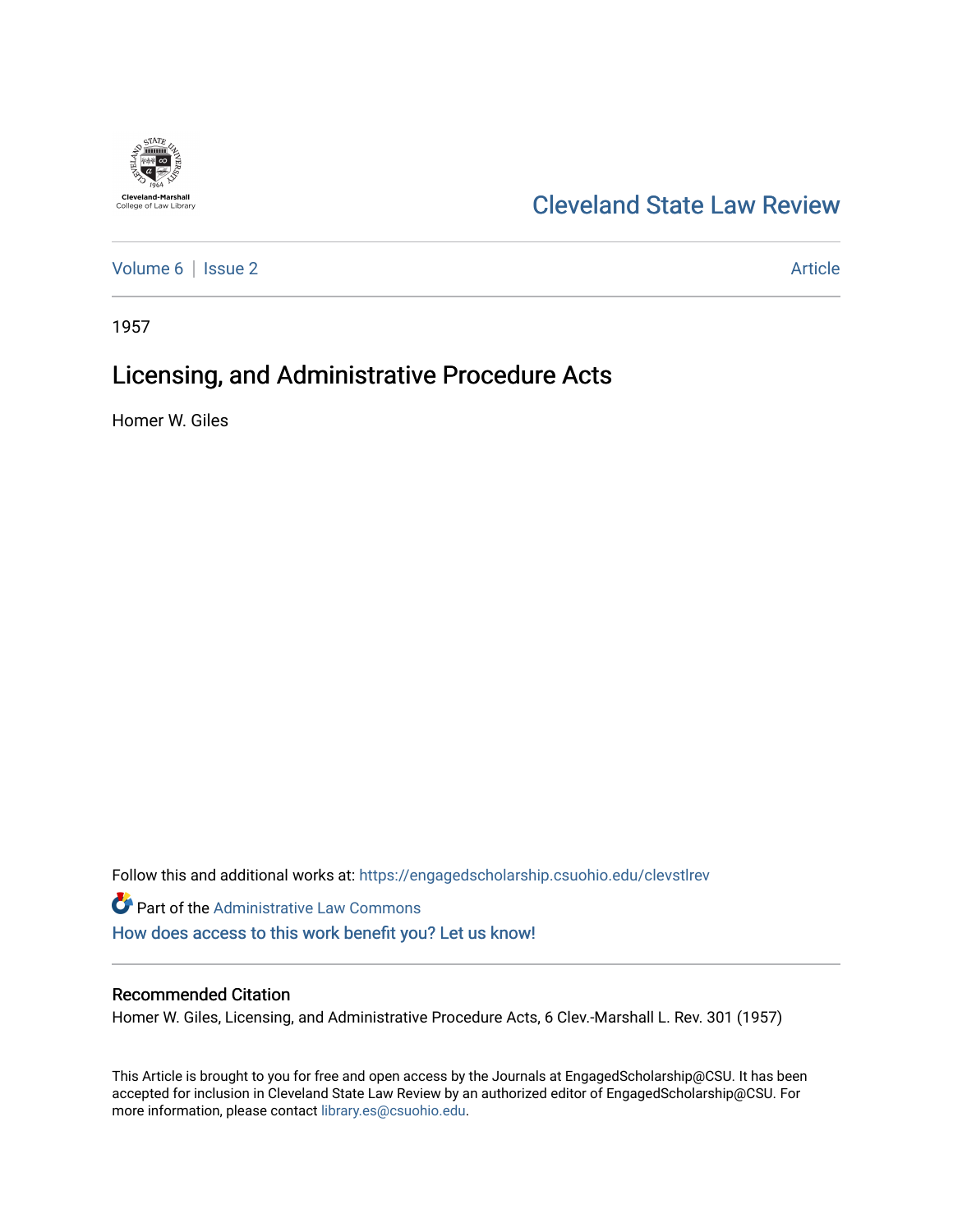Cleveland-Marshall College of Law Library

# Cleveland State Law Review

Volume 6 | Issue 2 | Article

1957

## Licensing, and Administrative Procedure Acts

Homer W. Giles

Follow this and additional works at: https://engagedscholarship.csuohio.edu/clevstlrev

Part of the Administrative Law Commons

How does access to this work benefit you? Let us know!

### Recommended Citation

Homer W. Giles, Licensing, and Administrative Procedure Acts, 6 Clev.-Marshall L. Rev. 301 (1957)

This Article is brought to you for free and open access by the Journals at EngagedScholarship@CSU. It has been accepted for inclusion in Cleveland State Law Review by an authorized editor of EngagedScholarship@CSU. For more information, please contact library.es@csuohio.edu.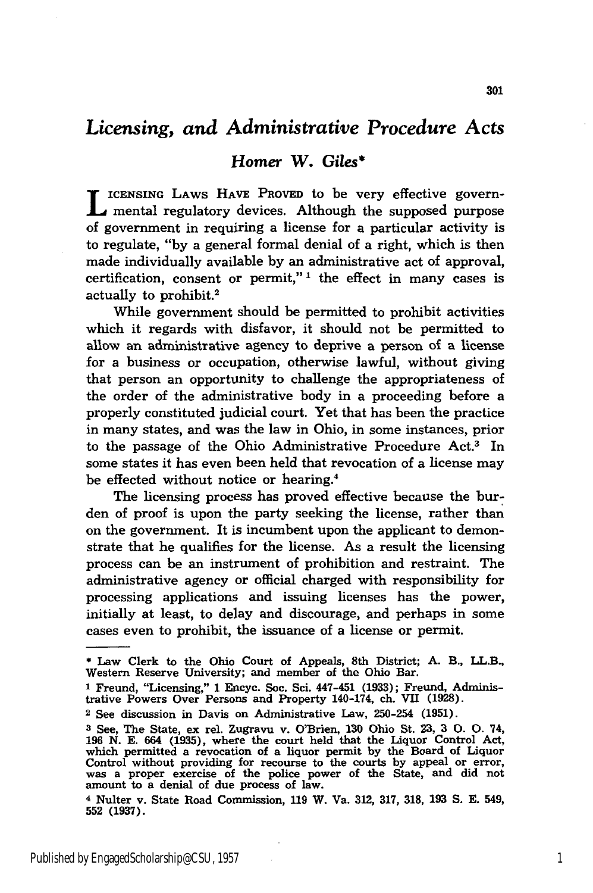# *Licensing, and Administrative Procedure Acts*

### *Homer W. Giles**

LICENSING LAWS HAVE PROVED to be very effective governmental regulatory devices. Although the supposed purpose of government in requiring a license for a particular activity is to regulate, "by a general formal denial of a right, which is then made individually available by an administrative act of approval, certification, consent or permit,"[1] the effect in many cases is actually to prohibit.[2]

While government should be permitted to prohibit activities which it regards with disfavor, it should not be permitted to allow an administrative agency to deprive a person of a license for a business or occupation, otherwise lawful, without giving that person an opportunity to challenge the appropriateness of the order of the administrative body in a proceeding before a properly constituted judicial court. Yet that has been the practice in many states, and was the law in Ohio, in some instances, prior to the passage of the Ohio Administrative Procedure Act.[3] In some states it has even been held that revocation of a license may be effected without notice or hearing.[4]

The licensing process has proved effective because the burden of proof is upon the party seeking the license, rather than on the government. It is incumbent upon the applicant to demonstrate that he qualifies for the license. As a result the licensing process can be an instrument of prohibition and restraint. The administrative agency or official charged with responsibility for processing applications and issuing licenses has the power, initially at least, to delay and discourage, and perhaps in some cases even to prohibit, the issuance of a license or permit.

---

\* Law Clerk to the Ohio Court of Appeals, 8th District; A. B., LL.B., Western Reserve University; and member of the Ohio Bar.

[1] Freund, "Licensing," 1 Encyc. Soc. Sci. 447-451 (1933); Freund, Administrative Powers Over Persons and Property 140-174, ch. VII (1928).

[2] See discussion in Davis on Administrative Law, 250-254 (1951).

[3] See, The State, ex rel. Zugravu v. O'Brien, 130 Ohio St. 23, 3 O. O. 74, 196 N. E. 664 (1935), where the court held that the Liquor Control Act, which permitted a revocation of a liquor permit by the Board of Liquor Control without providing for recourse to the courts by appeal or error, was a proper exercise of the police power of the State, and did not amount to a denial of due process of law.

[4] Nulter v. State Road Commission, 119 W. Va. 312, 317, 318, 193 S. E. 549, 552 (1937).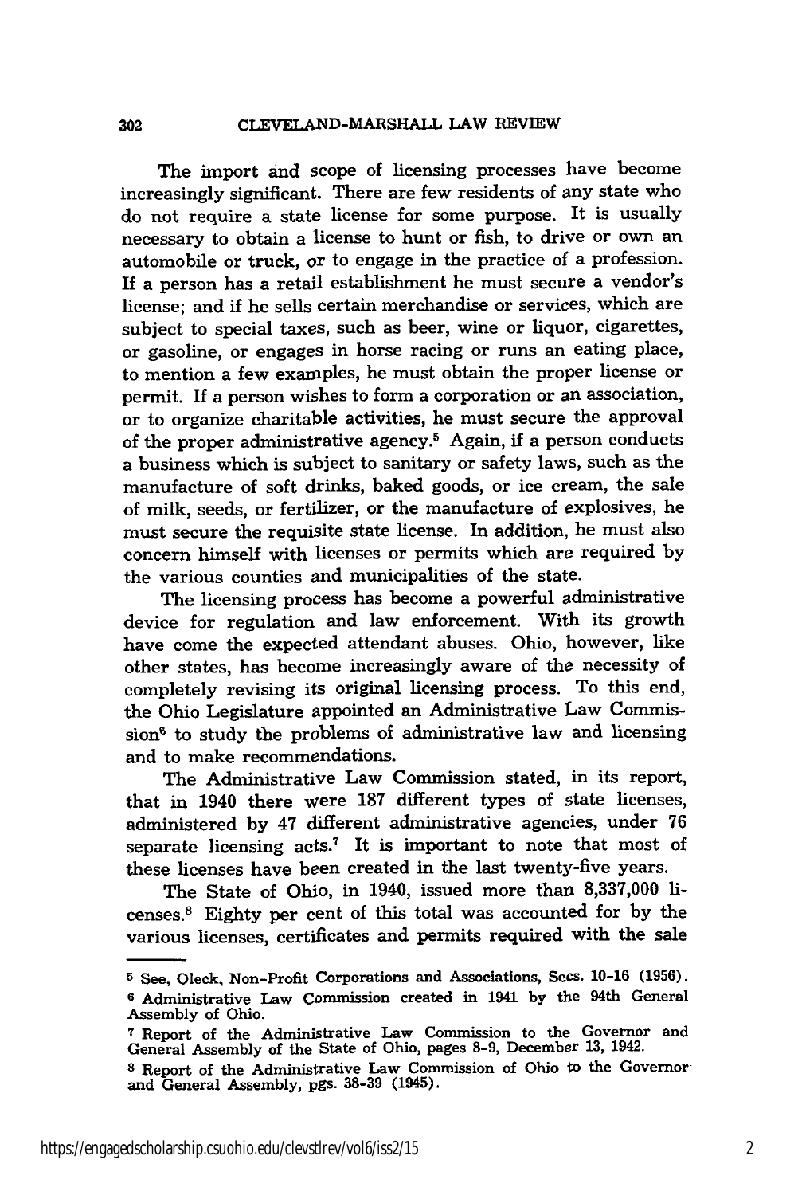The import and scope of licensing processes have become increasingly significant. There are few residents of any state who do not require a state license for some purpose. It is usually necessary to obtain a license to hunt or fish, to drive or own an automobile or truck, or to engage in the practice of a profession. If a person has a retail establishment he must secure a vendor's license; and if he sells certain merchandise or services, which are subject to special taxes, such as beer, wine or liquor, cigarettes, or gasoline, or engages in horse racing or runs an eating place, to mention a few examples, he must obtain the proper license or permit. If a person wishes to form a corporation or an association, or to organize charitable activities, he must secure the approval of the proper administrative agency.[5] Again, if a person conducts a business which is subject to sanitary or safety laws, such as the manufacture of soft drinks, baked goods, or ice cream, the sale of milk, seeds, or fertilizer, or the manufacture of explosives, he must secure the requisite state license. In addition, he must also concern himself with licenses or permits which are required by the various counties and municipalities of the state.

The licensing process has become a powerful administrative device for regulation and law enforcement. With its growth have come the expected attendant abuses. Ohio, however, like other states, has become increasingly aware of the necessity of completely revising its original licensing process. To this end, the Ohio Legislature appointed an Administrative Law Commission[6] to study the problems of administrative law and licensing and to make recommendations.

The Administrative Law Commission stated, in its report, that in 1940 there were 187 different types of state licenses, administered by 47 different administrative agencies, under 76 separate licensing acts.[7] It is important to note that most of these licenses have been created in the last twenty-five years.

The State of Ohio, in 1940, issued more than 8,337,000 licenses.[8] Eighty per cent of this total was accounted for by the various licenses, certificates and permits required with the sale

---

[5] See, Oleck, Non-Profit Corporations and Associations, Secs. 10-16 (1956).

[6] Administrative Law Commission created in 1941 by the 94th General Assembly of Ohio.

[7] Report of the Administrative Law Commission to the Governor and General Assembly of the State of Ohio, pages 8-9, December 13, 1942.

[8] Report of the Administrative Law Commission of Ohio to the Governor and General Assembly, pgs. 38-39 (1945).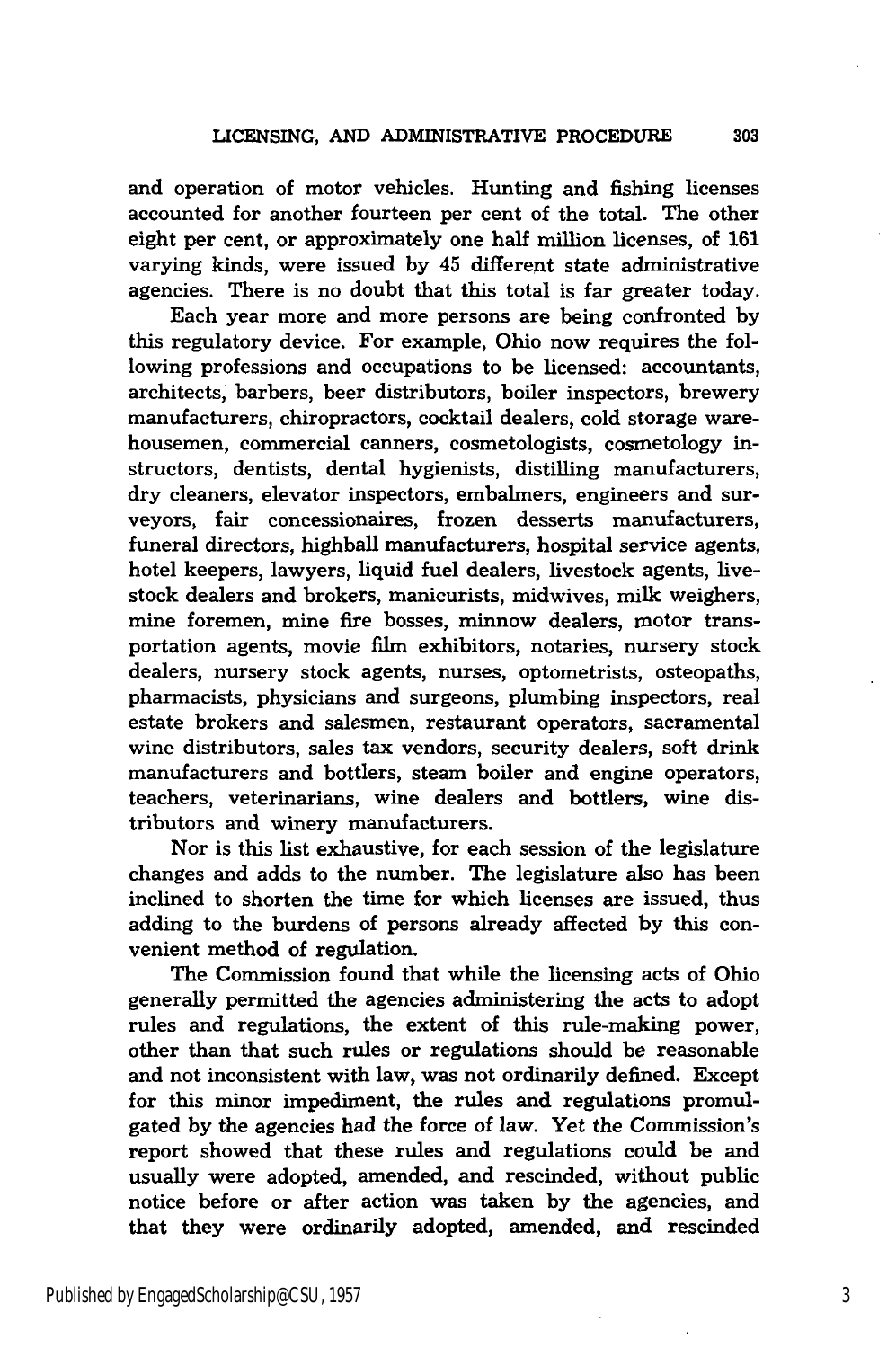and operation of motor vehicles. Hunting and fishing licenses accounted for another fourteen per cent of the total. The other eight per cent, or approximately one half million licenses, of 161 varying kinds, were issued by 45 different state administrative agencies. There is no doubt that this total is far greater today.

Each year more and more persons are being confronted by this regulatory device. For example, Ohio now requires the following professions and occupations to be licensed: accountants, architects, barbers, beer distributors, boiler inspectors, brewery manufacturers, chiropractors, cocktail dealers, cold storage warehousemen, commercial canners, cosmetologists, cosmetology instructors, dentists, dental hygienists, distilling manufacturers, dry cleaners, elevator inspectors, embalmers, engineers and surveyors, fair concessionaires, frozen desserts manufacturers, funeral directors, highball manufacturers, hospital service agents, hotel keepers, lawyers, liquid fuel dealers, livestock agents, livestock dealers and brokers, manicurists, midwives, milk weighers, mine foremen, mine fire bosses, minnow dealers, motor transportation agents, movie film exhibitors, notaries, nursery stock dealers, nursery stock agents, nurses, optometrists, osteopaths, pharmacists, physicians and surgeons, plumbing inspectors, real estate brokers and salesmen, restaurant operators, sacramental wine distributors, sales tax vendors, security dealers, soft drink manufacturers and bottlers, steam boiler and engine operators, teachers, veterinarians, wine dealers and bottlers, wine distributors and winery manufacturers.

Nor is this list exhaustive, for each session of the legislature changes and adds to the number. The legislature also has been inclined to shorten the time for which licenses are issued, thus adding to the burdens of persons already affected by this convenient method of regulation.

The Commission found that while the licensing acts of Ohio generally permitted the agencies administering the acts to adopt rules and regulations, the extent of this rule-making power, other than that such rules or regulations should be reasonable and not inconsistent with law, was not ordinarily defined. Except for this minor impediment, the rules and regulations promulgated by the agencies had the force of law. Yet the Commission's report showed that these rules and regulations could be and usually were adopted, amended, and rescinded, without public notice before or after action was taken by the agencies, and that they were ordinarily adopted, amended, and rescinded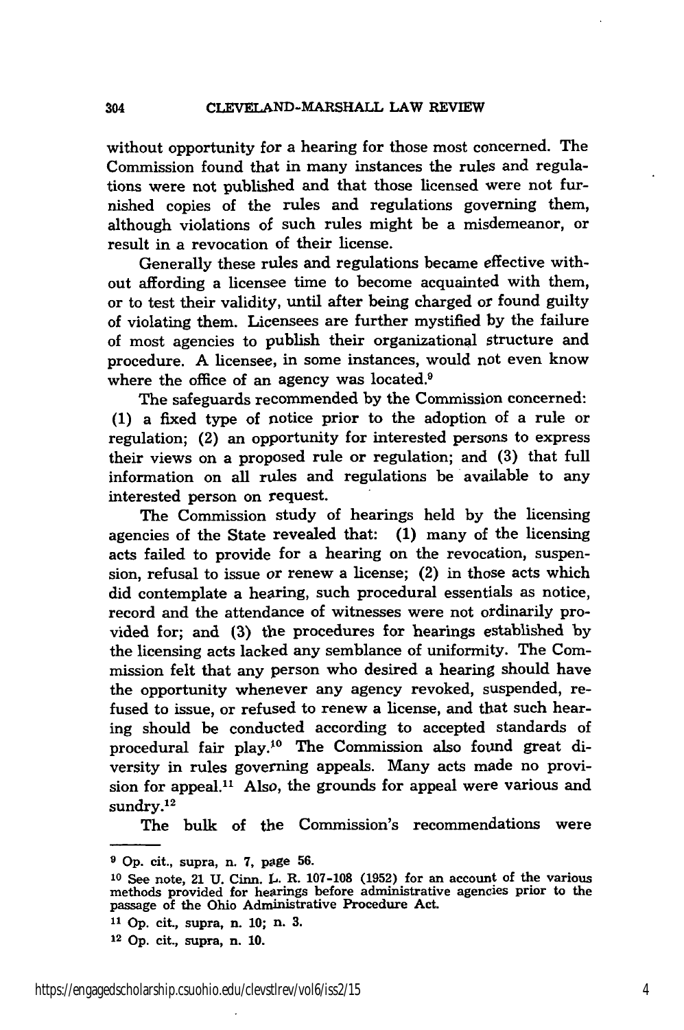without opportunity for a hearing for those most concerned. The Commission found that in many instances the rules and regulations were not published and that those licensed were not furnished copies of the rules and regulations governing them, although violations of such rules might be a misdemeanor, or result in a revocation of their license.

Generally these rules and regulations became effective without affording a licensee time to become acquainted with them, or to test their validity, until after being charged or found guilty of violating them. Licensees are further mystified by the failure of most agencies to publish their organizational structure and procedure. A licensee, in some instances, would not even know where the office of an agency was located.[9]

The safeguards recommended by the Commission concerned: (1) a fixed type of notice prior to the adoption of a rule or regulation; (2) an opportunity for interested persons to express their views on a proposed rule or regulation; and (3) that full information on all rules and regulations be available to any interested person on request.

The Commission study of hearings held by the licensing agencies of the State revealed that: (1) many of the licensing acts failed to provide for a hearing on the revocation, suspension, refusal to issue or renew a license; (2) in those acts which did contemplate a hearing, such procedural essentials as notice, record and the attendance of witnesses were not ordinarily provided for; and (3) the procedures for hearings established by the licensing acts lacked any semblance of uniformity. The Commission felt that any person who desired a hearing should have the opportunity whenever any agency revoked, suspended, refused to issue, or refused to renew a license, and that such hearing should be conducted according to accepted standards of procedural fair play.[10] The Commission also found great diversity in rules governing appeals. Many acts made no provision for appeal.[11] Also, the grounds for appeal were various and sundry.[12]

The bulk of the Commission's recommendations were

---

[9] Op. cit., supra, n. 7, page 56.

[10] See note, 21 U. Cinn. L. R. 107-108 (1952) for an account of the various methods provided for hearings before administrative agencies prior to the passage of the Ohio Administrative Procedure Act.

[11] Op. cit., supra, n. 10; n. 3.

[12] Op. cit., supra, n. 10.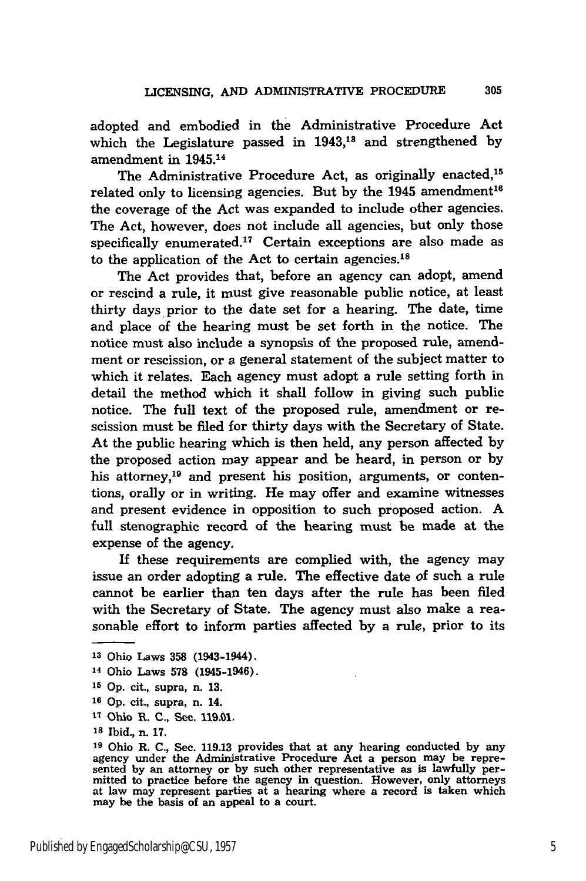adopted and embodied in the Administrative Procedure Act which the Legislature passed in 1943,[13] and strengthened by amendment in 1945.[14]

The Administrative Procedure Act, as originally enacted,[15] related only to licensing agencies. But by the 1945 amendment[16] the coverage of the Act was expanded to include other agencies. The Act, however, does not include all agencies, but only those specifically enumerated.[17] Certain exceptions are also made as to the application of the Act to certain agencies.[18]

The Act provides that, before an agency can adopt, amend or rescind a rule, it must give reasonable public notice, at least thirty days prior to the date set for a hearing. The date, time and place of the hearing must be set forth in the notice. The notice must also include a synopsis of the proposed rule, amendment or rescission, or a general statement of the subject matter to which it relates. Each agency must adopt a rule setting forth in detail the method which it shall follow in giving such public notice. The full text of the proposed rule, amendment or rescission must be filed for thirty days with the Secretary of State. At the public hearing which is then held, any person affected by the proposed action may appear and be heard, in person or by his attorney,[19] and present his position, arguments, or contentions, orally or in writing. He may offer and examine witnesses and present evidence in opposition to such proposed action. A full stenographic record of the hearing must be made at the expense of the agency.

If these requirements are complied with, the agency may issue an order adopting a rule. The effective date of such a rule cannot be earlier than ten days after the rule has been filed with the Secretary of State. The agency must also make a reasonable effort to inform parties affected by a rule, prior to its

---

[13] Ohio Laws 358 (1943-1944).

[14] Ohio Laws 578 (1945-1946).

[15] Op. cit., supra, n. 13.

[16] Op. cit., supra, n. 14.

[17] Ohio R. C., Sec. 119.01.

[18] Ibid., n. 17.

[19] Ohio R. C., Sec. 119.13 provides that at any hearing conducted by any agency under the Administrative Procedure Act a person may be represented by an attorney or by such other representative as is lawfully permitted to practice before the agency in question. However, only attorneys at law may represent parties at a hearing where a record is taken which may be the basis of an appeal to a court.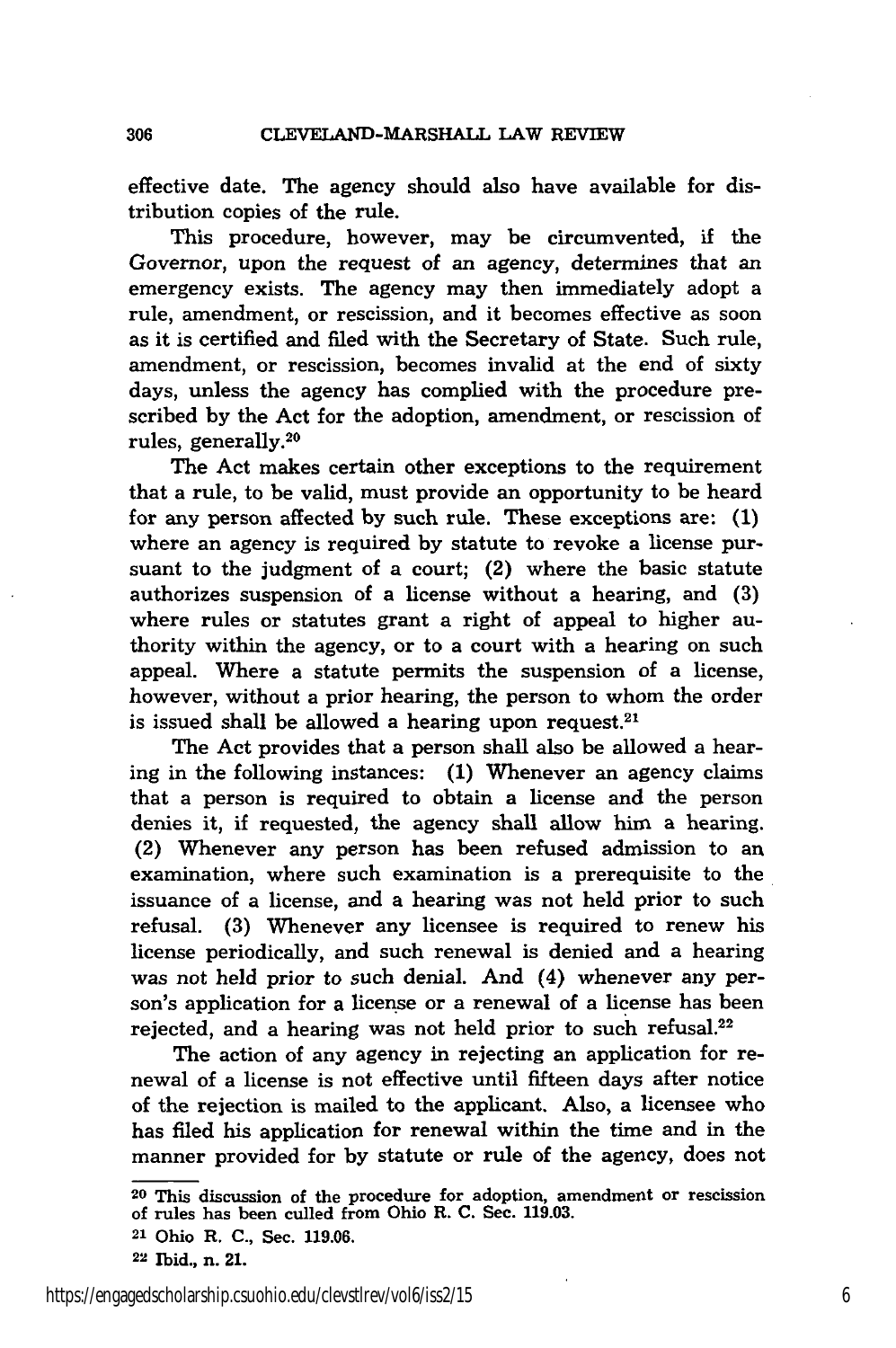effective date. The agency should also have available for distribution copies of the rule.

This procedure, however, may be circumvented, if the Governor, upon the request of an agency, determines that an emergency exists. The agency may then immediately adopt a rule, amendment, or rescission, and it becomes effective as soon as it is certified and filed with the Secretary of State. Such rule, amendment, or rescission, becomes invalid at the end of sixty days, unless the agency has complied with the procedure prescribed by the Act for the adoption, amendment, or rescission of rules, generally.[20]

The Act makes certain other exceptions to the requirement that a rule, to be valid, must provide an opportunity to be heard for any person affected by such rule. These exceptions are: (1) where an agency is required by statute to revoke a license pursuant to the judgment of a court; (2) where the basic statute authorizes suspension of a license without a hearing, and (3) where rules or statutes grant a right of appeal to higher authority within the agency, or to a court with a hearing on such appeal. Where a statute permits the suspension of a license, however, without a prior hearing, the person to whom the order is issued shall be allowed a hearing upon request.[21]

The Act provides that a person shall also be allowed a hearing in the following instances: (1) Whenever an agency claims that a person is required to obtain a license and the person denies it, if requested, the agency shall allow him a hearing. (2) Whenever any person has been refused admission to an examination, where such examination is a prerequisite to the issuance of a license, and a hearing was not held prior to such refusal. (3) Whenever any licensee is required to renew his license periodically, and such renewal is denied and a hearing was not held prior to such denial. And (4) whenever any person's application for a license or a renewal of a license has been rejected, and a hearing was not held prior to such refusal.[22]

The action of any agency in rejecting an application for renewal of a license is not effective until fifteen days after notice of the rejection is mailed to the applicant. Also, a licensee who has filed his application for renewal within the time and in the manner provided for by statute or rule of the agency, does not

---

[20] This discussion of the procedure for adoption, amendment or rescission of rules has been culled from Ohio R. C. Sec. 119.03.

[21] Ohio R. C., Sec. 119.06.

[22] Ibid., n. 21.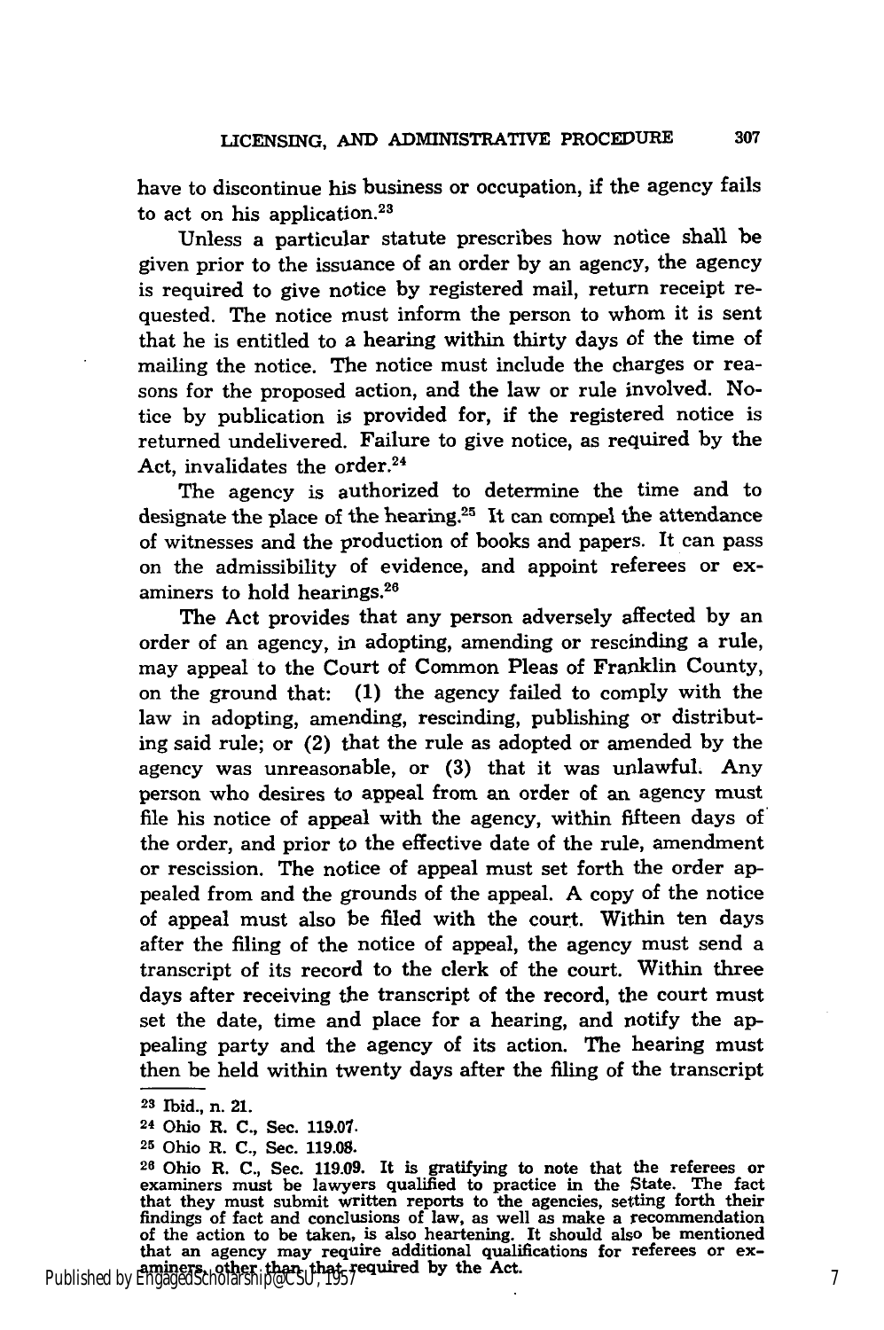have to discontinue his business or occupation, if the agency fails to act on his application.[23]

Unless a particular statute prescribes how notice shall be given prior to the issuance of an order by an agency, the agency is required to give notice by registered mail, return receipt requested. The notice must inform the person to whom it is sent that he is entitled to a hearing within thirty days of the time of mailing the notice. The notice must include the charges or reasons for the proposed action, and the law or rule involved. Notice by publication is provided for, if the registered notice is returned undelivered. Failure to give notice, as required by the Act, invalidates the order.[24]

The agency is authorized to determine the time and to designate the place of the hearing.[25] It can compel the attendance of witnesses and the production of books and papers. It can pass on the admissibility of evidence, and appoint referees or examiners to hold hearings.[26]

The Act provides that any person adversely affected by an order of an agency, in adopting, amending or rescinding a rule, may appeal to the Court of Common Pleas of Franklin County, on the ground that: (1) the agency failed to comply with the law in adopting, amending, rescinding, publishing or distributing said rule; or (2) that the rule as adopted or amended by the agency was unreasonable, or (3) that it was unlawful. Any person who desires to appeal from an order of an agency must file his notice of appeal with the agency, within fifteen days of the order, and prior to the effective date of the rule, amendment or rescission. The notice of appeal must set forth the order appealed from and the grounds of the appeal. A copy of the notice of appeal must also be filed with the court. Within ten days after the filing of the notice of appeal, the agency must send a transcript of its record to the clerk of the court. Within three days after receiving the transcript of the record, the court must set the date, time and place for a hearing, and notify the appealing party and the agency of its action. The hearing must then be held within twenty days after the filing of the transcript

---

[23] Ibid., n. 21.

[24] Ohio R. C., Sec. 119.07.

[25] Ohio R. C., Sec. 119.08.

[26] Ohio R. C., Sec. 119.09. It is gratifying to note that the referees or examiners must be lawyers qualified to practice in the State. The fact that they must submit written reports to the agencies, setting forth their findings of fact and conclusions of law, as well as make a recommendation of the action to be taken, is also heartening. It should also be mentioned that an agency may require additional qualifications for referees or examiners, other than that required by the Act.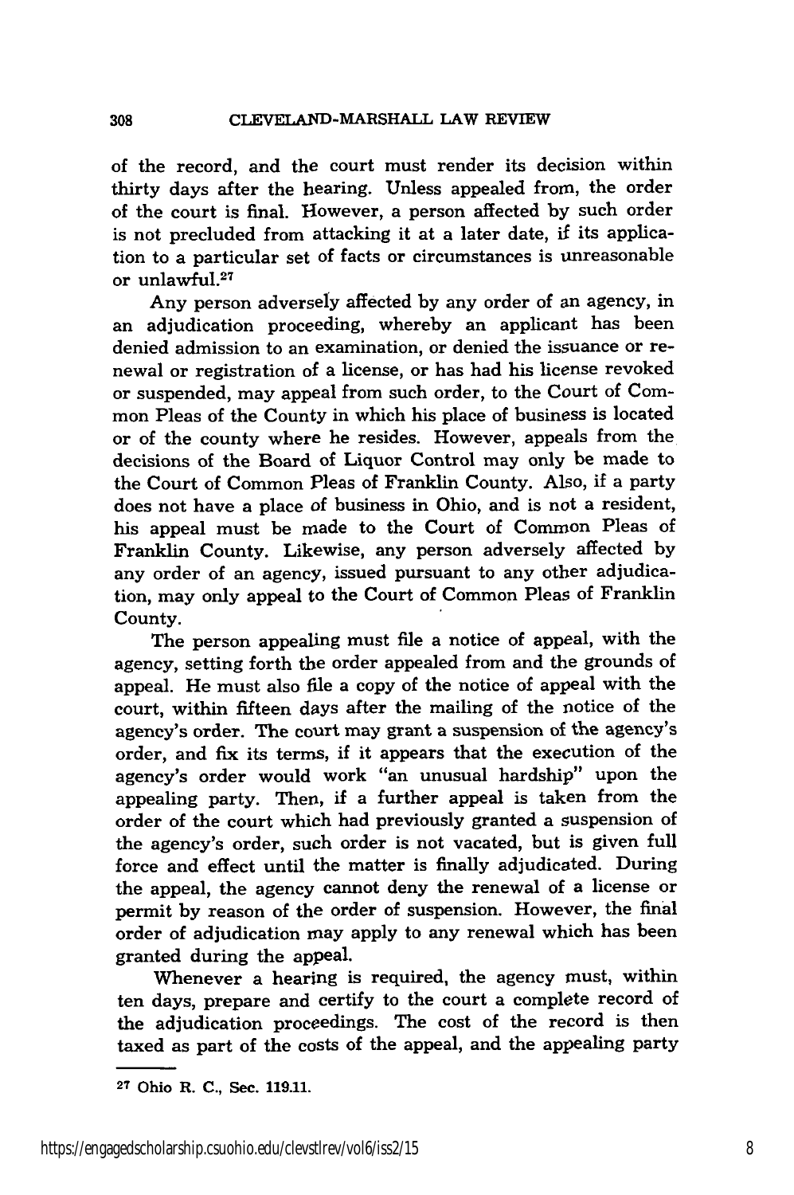of the record, and the court must render its decision within thirty days after the hearing. Unless appealed from, the order of the court is final. However, a person affected by such order is not precluded from attacking it at a later date, if its application to a particular set of facts or circumstances is unreasonable or unlawful.[27]

Any person adversely affected by any order of an agency, in an adjudication proceeding, whereby an applicant has been denied admission to an examination, or denied the issuance or renewal or registration of a license, or has had his license revoked or suspended, may appeal from such order, to the Court of Common Pleas of the County in which his place of business is located or of the county where he resides. However, appeals from the decisions of the Board of Liquor Control may only be made to the Court of Common Pleas of Franklin County. Also, if a party does not have a place of business in Ohio, and is not a resident, his appeal must be made to the Court of Common Pleas of Franklin County. Likewise, any person adversely affected by any order of an agency, issued pursuant to any other adjudication, may only appeal to the Court of Common Pleas of Franklin County.

The person appealing must file a notice of appeal, with the agency, setting forth the order appealed from and the grounds of appeal. He must also file a copy of the notice of appeal with the court, within fifteen days after the mailing of the notice of the agency's order. The court may grant a suspension of the agency's order, and fix its terms, if it appears that the execution of the agency's order would work "an unusual hardship" upon the appealing party. Then, if a further appeal is taken from the order of the court which had previously granted a suspension of the agency's order, such order is not vacated, but is given full force and effect until the matter is finally adjudicated. During the appeal, the agency cannot deny the renewal of a license or permit by reason of the order of suspension. However, the final order of adjudication may apply to any renewal which has been granted during the appeal.

Whenever a hearing is required, the agency must, within ten days, prepare and certify to the court a complete record of the adjudication proceedings. The cost of the record is then taxed as part of the costs of the appeal, and the appealing party

---

[27] Ohio R. C., Sec. 119.11.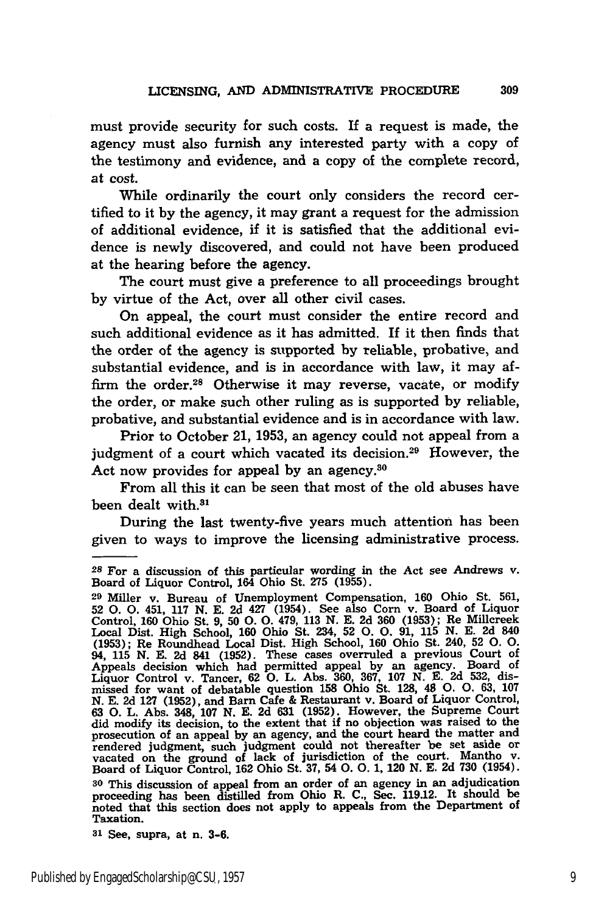must provide security for such costs. If a request is made, the agency must also furnish any interested party with a copy of the testimony and evidence, and a copy of the complete record, at cost.

While ordinarily the court only considers the record certified to it by the agency, it may grant a request for the admission of additional evidence, if it is satisfied that the additional evidence is newly discovered, and could not have been produced at the hearing before the agency.

The court must give a preference to all proceedings brought by virtue of the Act, over all other civil cases.

On appeal, the court must consider the entire record and such additional evidence as it has admitted. If it then finds that the order of the agency is supported by reliable, probative, and substantial evidence, and is in accordance with law, it may affirm the order.[28] Otherwise it may reverse, vacate, or modify the order, or make such other ruling as is supported by reliable, probative, and substantial evidence and is in accordance with law.

Prior to October 21, 1953, an agency could not appeal from a judgment of a court which vacated its decision.[29] However, the Act now provides for appeal by an agency.[30]

From all this it can be seen that most of the old abuses have been dealt with.[31]

During the last twenty-five years much attention has been given to ways to improve the licensing administrative process.

---

[28] For a discussion of this particular wording in the Act see Andrews v. Board of Liquor Control, 164 Ohio St. 275 (1955).

[29] Miller v. Bureau of Unemployment Compensation, 160 Ohio St. 561, 52 O. O. 451, 117 N. E. 2d 427 (1954). See also Corn v. Board of Liquor Control, 160 Ohio St. 9, 50 O. O. 479, 113 N. E. 2d 360 (1953); Re Millcreek Local Dist. High School, 160 Ohio St. 234, 52 O. O. 91, 115 N. E. 2d 840 (1953); Re Roundhead Local Dist. High School, 160 Ohio St. 240, 52 O. O. 94, 115 N. E. 2d 841 (1952). These cases overruled a previous Court of Appeals decision which had permitted appeal by an agency. Board of Liquor Control v. Tancer, 62 O. L. Abs. 360, 367, 107 N. E. 2d 532, dismissed for want of debatable question 158 Ohio St. 128, 48 O. O. 63, 107 N. E. 2d 127 (1952), and Barn Cafe & Restaurant v. Board of Liquor Control, 63 O. L. Abs. 348, 107 N. E. 2d 631 (1952). However, the Supreme Court did modify its decision, to the extent that if no objection was raised to the prosecution of an appeal by an agency, and the court heard the matter and rendered judgment, such judgment could not thereafter be set aside or vacated on the ground of lack of jurisdiction of the court. Mantho v. Board of Liquor Control, 162 Ohio St. 37, 54 O. O. 1, 120 N. E. 2d 730 (1954).

[30] This discussion of appeal from an order of an agency in an adjudication proceeding has been distilled from Ohio R. C., Sec. 119.12. It should be noted that this section does not apply to appeals from the Department of Taxation.

[31] See, supra, at n. 3-6.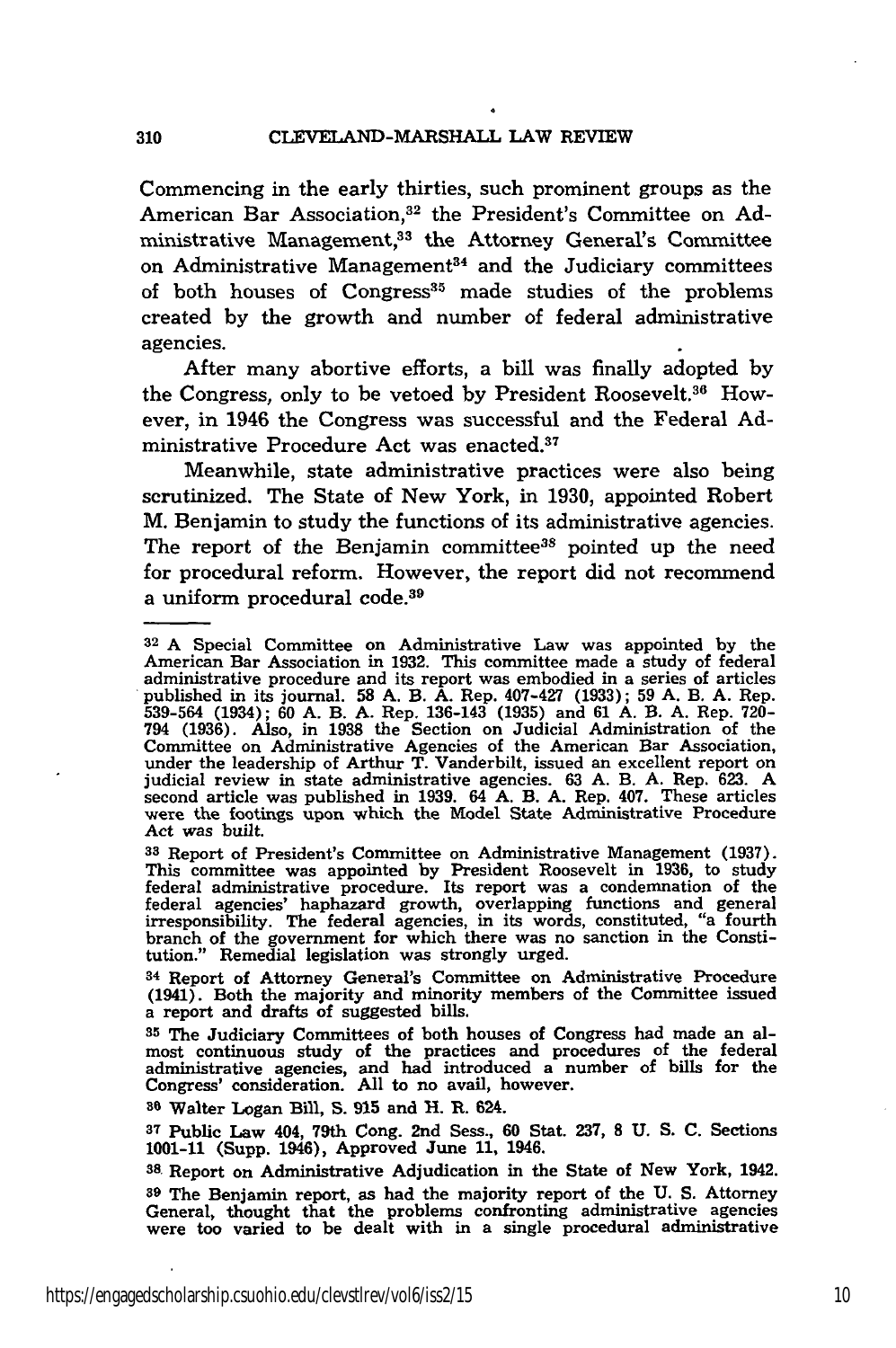Commencing in the early thirties, such prominent groups as the American Bar Association,[32] the President's Committee on Administrative Management,[33] the Attorney General's Committee on Administrative Management[34] and the Judiciary committees of both houses of Congress[35] made studies of the problems created by the growth and number of federal administrative agencies.

After many abortive efforts, a bill was finally adopted by the Congress, only to be vetoed by President Roosevelt.[36] However, in 1946 the Congress was successful and the Federal Administrative Procedure Act was enacted.[37]

Meanwhile, state administrative practices were also being scrutinized. The State of New York, in 1930, appointed Robert M. Benjamin to study the functions of its administrative agencies. The report of the Benjamin committee[38] pointed up the need for procedural reform. However, the report did not recommend a uniform procedural code.[39]

---

[32] A Special Committee on Administrative Law was appointed by the American Bar Association in 1932. This committee made a study of federal administrative procedure and its report was embodied in a series of articles published in its journal. 58 A. B. A. Rep. 407-427 (1933); 59 A. B. A. Rep. 539-564 (1934); 60 A. B. A. Rep. 136-143 (1935) and 61 A. B. A. Rep. 720-794 (1936). Also, in 1938 the Section on Judicial Administration of the Committee on Administrative Agencies of the American Bar Association, under the leadership of Arthur T. Vanderbilt, issued an excellent report on judicial review in state administrative agencies. 63 A. B. A. Rep. 623. A second article was published in 1939. 64 A. B. A. Rep. 407. These articles were the footings upon which the Model State Administrative Procedure Act was built.

[33] Report of President's Committee on Administrative Management (1937). This committee was appointed by President Roosevelt in 1936, to study federal administrative procedure. Its report was a condemnation of the federal agencies' haphazard growth, overlapping functions and general irresponsibility. The federal agencies, in its words, constituted, "a fourth branch of the government for which there was no sanction in the Constitution." Remedial legislation was strongly urged.

[34] Report of Attorney General's Committee on Administrative Procedure (1941). Both the majority and minority members of the Committee issued a report and drafts of suggested bills.

[35] The Judiciary Committees of both houses of Congress had made an almost continuous study of the practices and procedures of the federal administrative agencies, and had introduced a number of bills for the Congress' consideration. All to no avail, however.

[36] Walter Logan Bill, S. 915 and H. R. 624.

[37] Public Law 404, 79th Cong. 2nd Sess., 60 Stat. 237, 8 U. S. C. Sections 1001-11 (Supp. 1946), Approved June 11, 1946.

[38] Report on Administrative Adjudication in the State of New York, 1942.

[39] The Benjamin report, as had the majority report of the U. S. Attorney General, thought that the problems confronting administrative agencies were too varied to be dealt with in a single procedural administrative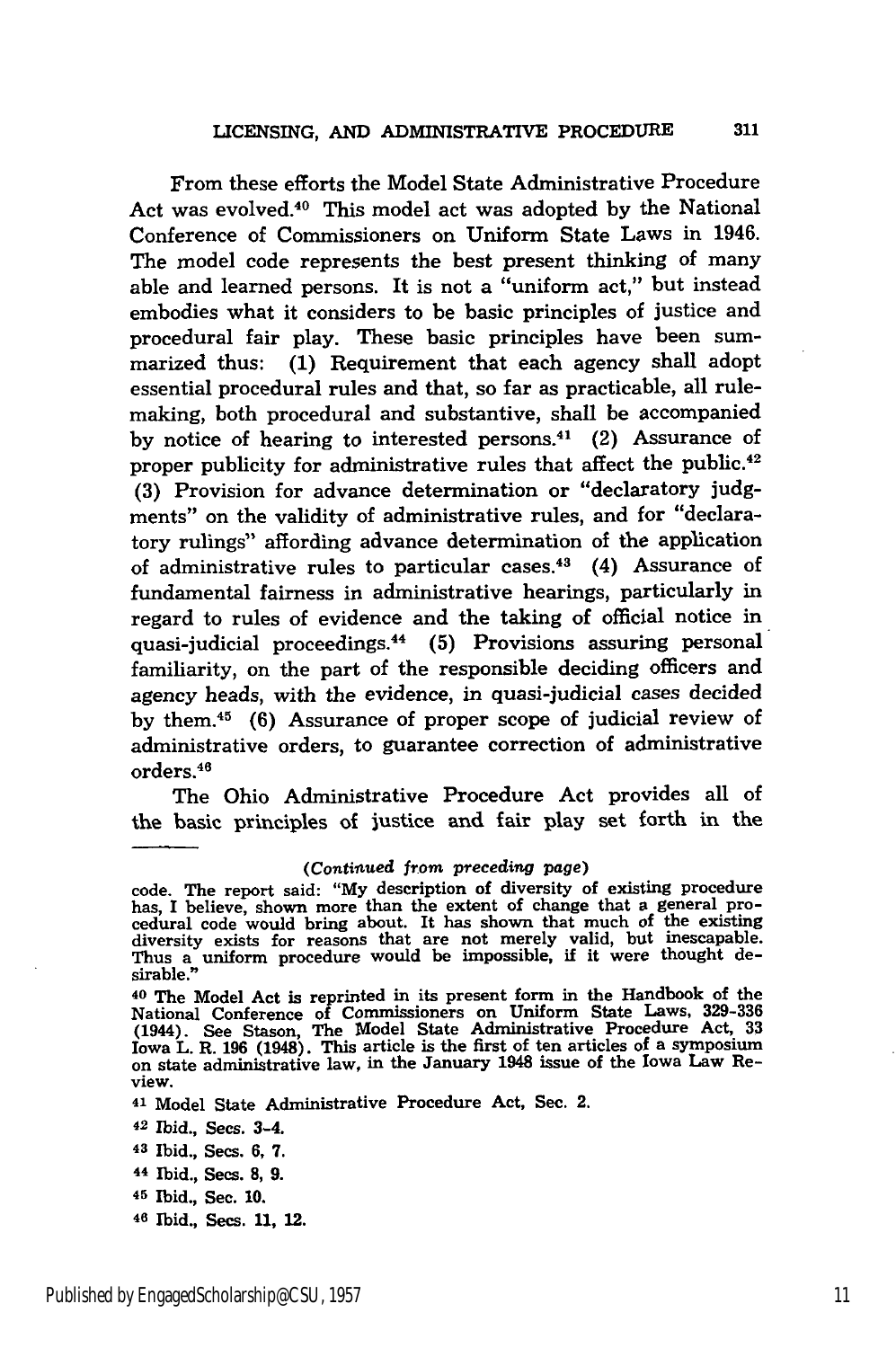From these efforts the Model State Administrative Procedure Act was evolved.[40] This model act was adopted by the National Conference of Commissioners on Uniform State Laws in 1946. The model code represents the best present thinking of many able and learned persons. It is not a "uniform act," but instead embodies what it considers to be basic principles of justice and procedural fair play. These basic principles have been summarized thus: (1) Requirement that each agency shall adopt essential procedural rules and that, so far as practicable, all rule-making, both procedural and substantive, shall be accompanied by notice of hearing to interested persons.[41] (2) Assurance of proper publicity for administrative rules that affect the public.[42] (3) Provision for advance determination or "declaratory judgments" on the validity of administrative rules, and for "declaratory rulings" affording advance determination of the application of administrative rules to particular cases.[43] (4) Assurance of fundamental fairness in administrative hearings, particularly in regard to rules of evidence and the taking of official notice in quasi-judicial proceedings.[44] (5) Provisions assuring personal familiarity, on the part of the responsible deciding officers and agency heads, with the evidence, in quasi-judicial cases decided by them.[45] (6) Assurance of proper scope of judicial review of administrative orders, to guarantee correction of administrative orders.[46]

The Ohio Administrative Procedure Act provides all of the basic principles of justice and fair play set forth in the

---

*(Continued from preceding page)*

code. The report said: "My description of diversity of existing procedure has, I believe, shown more than the extent of change that a general procedural code would bring about. It has shown that much of the existing diversity exists for reasons that are not merely valid, but inescapable. Thus a uniform procedure would be impossible, if it were thought desirable."

[40] The Model Act is reprinted in its present form in the Handbook of the National Conference of Commissioners on Uniform State Laws, 329-336 (1944). See Stason, The Model State Administrative Procedure Act, 33 Iowa L. R. 196 (1948). This article is the first of ten articles of a symposium on state administrative law, in the January 1948 issue of the Iowa Law Review.

[41] Model State Administrative Procedure Act, Sec. 2.

[42] Ibid., Secs. 3-4.

[43] Ibid., Secs. 6, 7.

[44] Ibid., Secs. 8, 9.

[45] Ibid., Sec. 10.

[46] Ibid., Secs. 11, 12.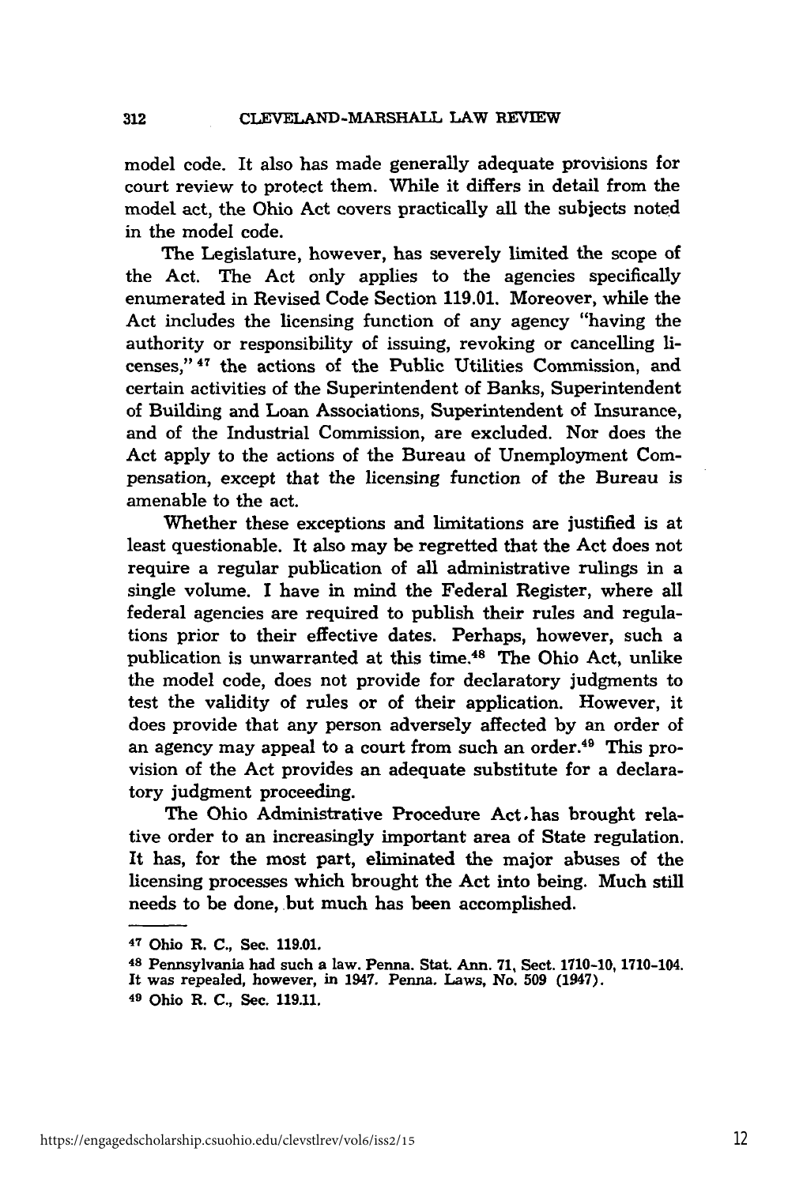model code. It also has made generally adequate provisions for court review to protect them. While it differs in detail from the model act, the Ohio Act covers practically all the subjects noted in the model code.

The Legislature, however, has severely limited the scope of the Act. The Act only applies to the agencies specifically enumerated in Revised Code Section 119.01. Moreover, while the Act includes the licensing function of any agency "having the authority or responsibility of issuing, revoking or cancelling licenses,"[47] the actions of the Public Utilities Commission, and certain activities of the Superintendent of Banks, Superintendent of Building and Loan Associations, Superintendent of Insurance, and of the Industrial Commission, are excluded. Nor does the Act apply to the actions of the Bureau of Unemployment Compensation, except that the licensing function of the Bureau is amenable to the act.

Whether these exceptions and limitations are justified is at least questionable. It also may be regretted that the Act does not require a regular publication of all administrative rulings in a single volume. I have in mind the Federal Register, where all federal agencies are required to publish their rules and regulations prior to their effective dates. Perhaps, however, such a publication is unwarranted at this time.[48] The Ohio Act, unlike the model code, does not provide for declaratory judgments to test the validity of rules or of their application. However, it does provide that any person adversely affected by an order of an agency may appeal to a court from such an order.[49] This provision of the Act provides an adequate substitute for a declaratory judgment proceeding.

The Ohio Administrative Procedure Act has brought relative order to an increasingly important area of State regulation. It has, for the most part, eliminated the major abuses of the licensing processes which brought the Act into being. Much still needs to be done, but much has been accomplished.

---

[47] Ohio R. C., Sec. 119.01.

[48] Pennsylvania had such a law. Penna. Stat. Ann. 71, Sect. 1710-10, 1710-104. It was repealed, however, in 1947. Penna. Laws, No. 509 (1947).

[49] Ohio R. C., Sec. 119.11.